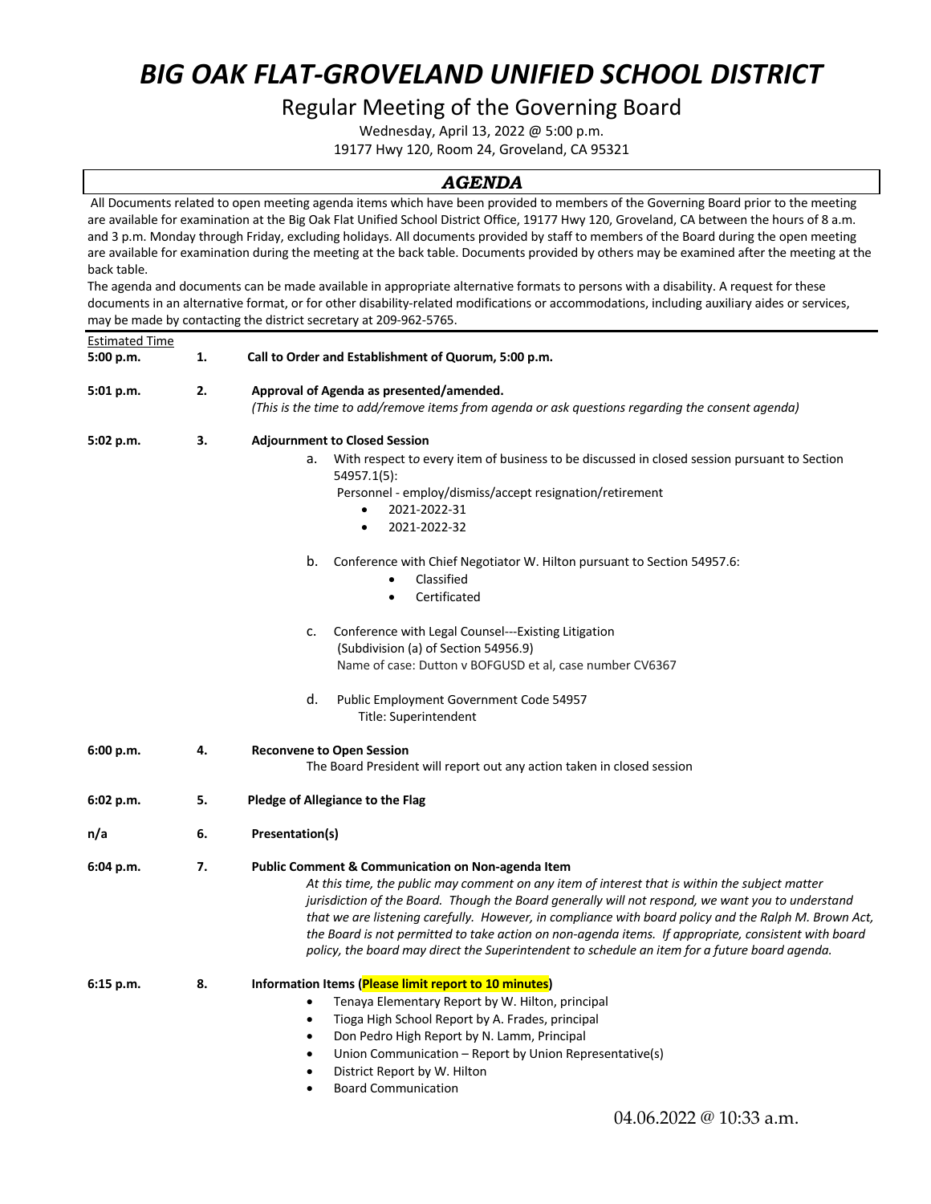# *BIG OAK FLAT-GROVELAND UNIFIED SCHOOL DISTRICT*

## Regular Meeting of the Governing Board

Wednesday, April 13, 2022 @ 5:00 p.m.
19177 Hwy 120, Room 24, Groveland, CA 95321

## *AGENDA*

All Documents related to open meeting agenda items which have been provided to members of the Governing Board prior to the meeting are available for examination at the Big Oak Flat Unified School District Office, 19177 Hwy 120, Groveland, CA between the hours of 8 a.m. and 3 p.m. Monday through Friday, excluding holidays. All documents provided by staff to members of the Board during the open meeting are available for examination during the meeting at the back table. Documents provided by others may be examined after the meeting at the back table.

The agenda and documents can be made available in appropriate alternative formats to persons with a disability. A request for these documents in an alternative format, or for other disability-related modifications or accommodations, including auxiliary aides or services, may be made by contacting the district secretary at 209-962-5765.

Estimated Time

**5:00 p.m.** **1.** **Call to Order and Establishment of Quorum, 5:00 p.m.**

**5:01 p.m.** **2.** **Approval of Agenda as presented/amended.**
*(This is the time to add/remove items from agenda or ask questions regarding the consent agenda)*

**5:02 p.m.** **3.** **Adjournment to Closed Session**

a. With respect to every item of business to be discussed in closed session pursuant to Section 54957.1(5):
Personnel - employ/dismiss/accept resignation/retirement
- 2021-2022-31
- 2021-2022-32

b. Conference with Chief Negotiator W. Hilton pursuant to Section 54957.6:
- Classified
- Certificated

c. Conference with Legal Counsel---Existing Litigation
(Subdivision (a) of Section 54956.9)
Name of case: Dutton v BOFGUSD et al, case number CV6367

d. Public Employment Government Code 54957
Title: Superintendent

**6:00 p.m.** **4.** **Reconvene to Open Session**
The Board President will report out any action taken in closed session

**6:02 p.m.** **5.** **Pledge of Allegiance to the Flag**

**n/a** **6.** **Presentation(s)**

**6:04 p.m.** **7.** **Public Comment & Communication on Non-agenda Item**
*At this time, the public may comment on any item of interest that is within the subject matter jurisdiction of the Board. Though the Board generally will not respond, we want you to understand that we are listening carefully. However, in compliance with board policy and the Ralph M. Brown Act, the Board is not permitted to take action on non-agenda items. If appropriate, consistent with board policy, the board may direct the Superintendent to schedule an item for a future board agenda.*

**6:15 p.m.** **8.** **Information Items (Please limit report to 10 minutes)**
- Tenaya Elementary Report by W. Hilton, principal
- Tioga High School Report by A. Frades, principal
- Don Pedro High Report by N. Lamm, Principal
- Union Communication – Report by Union Representative(s)
- District Report by W. Hilton
- Board Communication

04.06.2022 @ 10:33 a.m.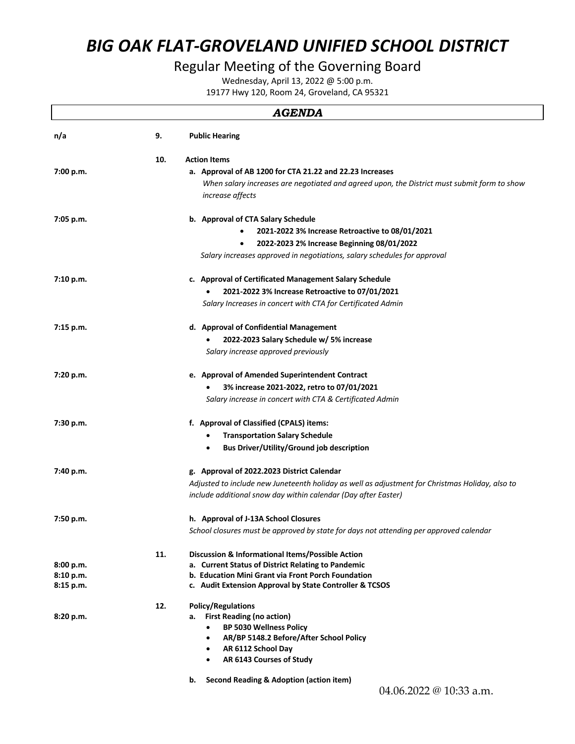# *BIG OAK FLAT-GROVELAND UNIFIED SCHOOL DISTRICT*

## Regular Meeting of the Governing Board

Wednesday, April 13, 2022 @ 5:00 p.m.
19177 Hwy 120, Room 24, Groveland, CA 95321

## *AGENDA*

| | | |
|---|---|---|
| n/a | 9. | **Public Hearing** |
| | 10. | **Action Items** |
| 7:00 p.m. | | **a. Approval of AB 1200 for CTA 21.22 and 22.23 Increases**<br>*When salary increases are negotiated and agreed upon, the District must submit form to show increase affects* |
| 7:05 p.m. | | **b. Approval of CTA Salary Schedule**<br>• **2021-2022 3% Increase Retroactive to 08/01/2021**<br>• **2022-2023 2% Increase Beginning 08/01/2022**<br>*Salary increases approved in negotiations, salary schedules for approval* |
| 7:10 p.m. | | **c. Approval of Certificated Management Salary Schedule**<br>• **2021-2022 3% Increase Retroactive to 07/01/2021**<br>*Salary Increases in concert with CTA for Certificated Admin* |
| 7:15 p.m. | | **d. Approval of Confidential Management**<br>• **2022-2023 Salary Schedule w/ 5% increase**<br>*Salary increase approved previously* |
| 7:20 p.m. | | **e. Approval of Amended Superintendent Contract**<br>• **3% increase 2021-2022, retro to 07/01/2021**<br>*Salary increase in concert with CTA & Certificated Admin* |
| 7:30 p.m. | | **f. Approval of Classified (CPALS) items:**<br>• **Transportation Salary Schedule**<br>• **Bus Driver/Utility/Ground job description** |
| 7:40 p.m. | | **g. Approval of 2022.2023 District Calendar**<br>*Adjusted to include new Juneteenth holiday as well as adjustment for Christmas Holiday, also to include additional snow day within calendar (Day after Easter)* |
| 7:50 p.m. | | **h. Approval of J-13A School Closures**<br>*School closures must be approved by state for days not attending per approved calendar* |
| | 11. | **Discussion & Informational Items/Possible Action** |
| 8:00 p.m. | | **a. Current Status of District Relating to Pandemic** |
| 8:10 p.m. | | **b. Education Mini Grant via Front Porch Foundation** |
| 8:15 p.m. | | **c. Audit Extension Approval by State Controller & TCSOS** |
| | 12. | **Policy/Regulations** |
| 8:20 p.m. | | **a. First Reading (no action)**<br>• **BP 5030 Wellness Policy**<br>• **AR/BP 5148.2 Before/After School Policy**<br>• **AR 6112 School Day**<br>• **AR 6143 Courses of Study** |
| | | **b. Second Reading & Adoption (action item)** |

04.06.2022 @ 10:33 a.m.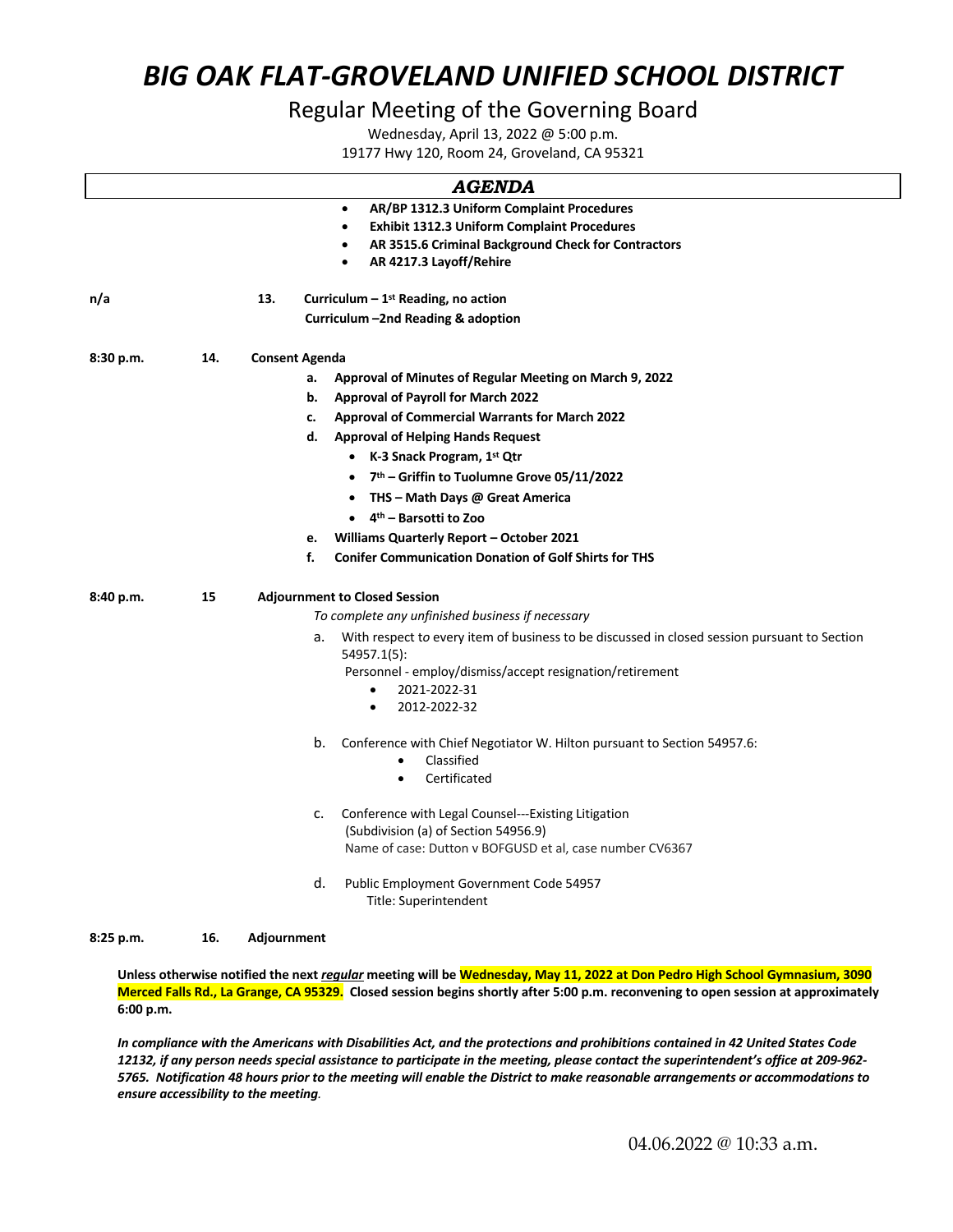# BIG OAK FLAT-GROVELAND UNIFIED SCHOOL DISTRICT

## Regular Meeting of the Governing Board

Wednesday, April 13, 2022 @ 5:00 p.m.
19177 Hwy 120, Room 24, Groveland, CA 95321

### AGENDA

- **AR/BP 1312.3 Uniform Complaint Procedures**
- **Exhibit 1312.3 Uniform Complaint Procedures**
- **AR 3515.6 Criminal Background Check for Contractors**
- **AR 4217.3 Layoff/Rehire**

**n/a** **13.** **Curriculum – 1st Reading, no action**
**Curriculum –2nd Reading & adoption**

**8:30 p.m.** **14.** **Consent Agenda**

- a. **Approval of Minutes of Regular Meeting on March 9, 2022**
- b. **Approval of Payroll for March 2022**
- c. **Approval of Commercial Warrants for March 2022**
- d. **Approval of Helping Hands Request**
  - **K-3 Snack Program, 1st Qtr**
  - **7th – Griffin to Tuolumne Grove 05/11/2022**
  - **THS – Math Days @ Great America**
  - **4th – Barsotti to Zoo**
- e. **Williams Quarterly Report – October 2021**
- f. **Conifer Communication Donation of Golf Shirts for THS**

**8:40 p.m.** **15** **Adjournment to Closed Session**

*To complete any unfinished business if necessary*

- a. With respect to every item of business to be discussed in closed session pursuant to Section 54957.1(5):
  Personnel - employ/dismiss/accept resignation/retirement
  - 2021-2022-31
  - 2012-2022-32
- b. Conference with Chief Negotiator W. Hilton pursuant to Section 54957.6:
  - Classified
  - Certificated
- c. Conference with Legal Counsel---Existing Litigation
  (Subdivision (a) of Section 54956.9)
  Name of case: Dutton v BOFGUSD et al, case number CV6367
- d. Public Employment Government Code 54957
  Title: Superintendent

**8:25 p.m.** **16.** **Adjournment**

**Unless otherwise notified the next *regular* meeting will be Wednesday, May 11, 2022 at Don Pedro High School Gymnasium, 3090 Merced Falls Rd., La Grange, CA 95329. Closed session begins shortly after 5:00 p.m. reconvening to open session at approximately 6:00 p.m.**

***In compliance with the Americans with Disabilities Act, and the protections and prohibitions contained in 42 United States Code 12132, if any person needs special assistance to participate in the meeting, please contact the superintendent's office at 209-962-5765. Notification 48 hours prior to the meeting will enable the District to make reasonable arrangements or accommodations to ensure accessibility to the meeting.***

04.06.2022 @ 10:33 a.m.